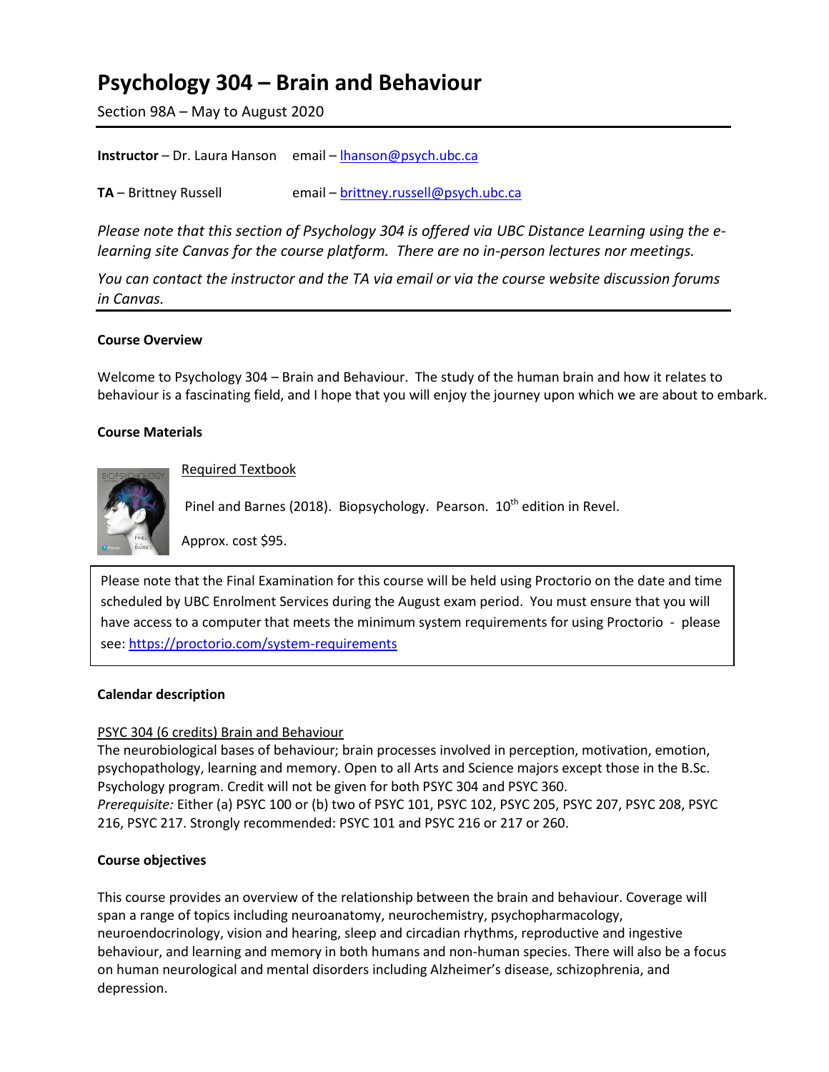# Psychology 304 – Brain and Behaviour

Section 98A – May to August 2020

---

**Instructor** – Dr. Laura Hanson  email – lhanson@psych.ubc.ca

**TA** – Brittney Russell  email – brittney.russell@psych.ubc.ca

*Please note that this section of Psychology 304 is offered via UBC Distance Learning using the e-learning site Canvas for the course platform. There are no in-person lectures nor meetings.*

*You can contact the instructor and the TA via email or via the course website discussion forums in Canvas.*

---

### Course Overview

Welcome to Psychology 304 – Brain and Behaviour. The study of the human brain and how it relates to behaviour is a fascinating field, and I hope that you will enjoy the journey upon which we are about to embark.

### Course Materials

Required Textbook

Pinel and Barnes (2018). Biopsychology. Pearson. 10th edition in Revel.

Approx. cost $95.

> Please note that the Final Examination for this course will be held using Proctorio on the date and time scheduled by UBC Enrolment Services during the August exam period. You must ensure that you will have access to a computer that meets the minimum system requirements for using Proctorio - please see: https://proctorio.com/system-requirements

### Calendar description

PSYC 304 (6 credits) Brain and Behaviour
The neurobiological bases of behaviour; brain processes involved in perception, motivation, emotion, psychopathology, learning and memory. Open to all Arts and Science majors except those in the B.Sc. Psychology program. Credit will not be given for both PSYC 304 and PSYC 360.
*Prerequisite:* Either (a) PSYC 100 or (b) two of PSYC 101, PSYC 102, PSYC 205, PSYC 207, PSYC 208, PSYC 216, PSYC 217. Strongly recommended: PSYC 101 and PSYC 216 or 217 or 260.

### Course objectives

This course provides an overview of the relationship between the brain and behaviour. Coverage will span a range of topics including neuroanatomy, neurochemistry, psychopharmacology, neuroendocrinology, vision and hearing, sleep and circadian rhythms, reproductive and ingestive behaviour, and learning and memory in both humans and non-human species. There will also be a focus on human neurological and mental disorders including Alzheimer's disease, schizophrenia, and depression.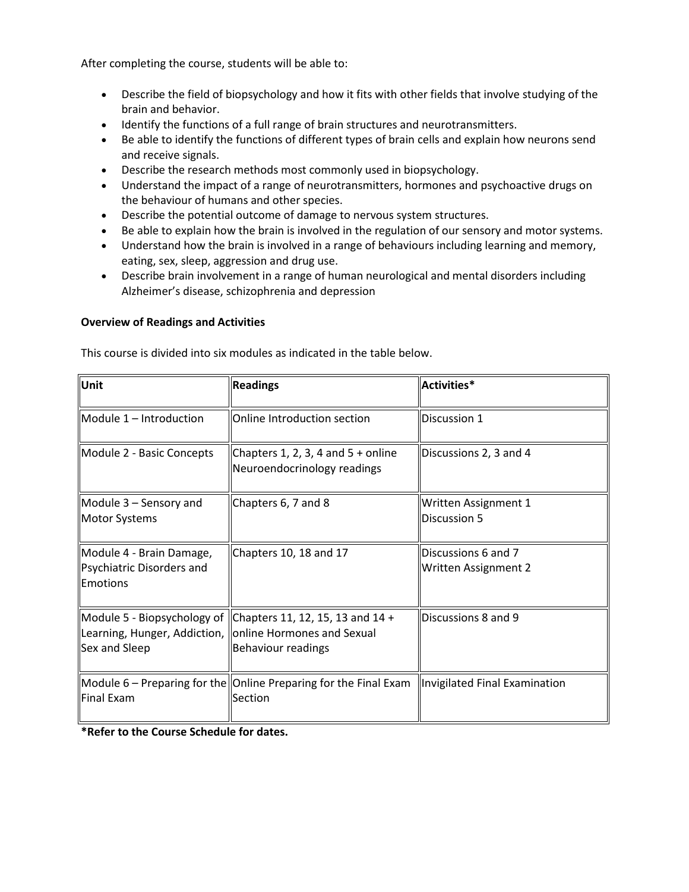After completing the course, students will be able to:

- Describe the field of biopsychology and how it fits with other fields that involve studying of the brain and behavior.
- Identify the functions of a full range of brain structures and neurotransmitters.
- Be able to identify the functions of different types of brain cells and explain how neurons send and receive signals.
- Describe the research methods most commonly used in biopsychology.
- Understand the impact of a range of neurotransmitters, hormones and psychoactive drugs on the behaviour of humans and other species.
- Describe the potential outcome of damage to nervous system structures.
- Be able to explain how the brain is involved in the regulation of our sensory and motor systems.
- Understand how the brain is involved in a range of behaviours including learning and memory, eating, sex, sleep, aggression and drug use.
- Describe brain involvement in a range of human neurological and mental disorders including Alzheimer's disease, schizophrenia and depression

**Overview of Readings and Activities**

This course is divided into six modules as indicated in the table below.

| Unit | Readings | Activities* |
|---|---|---|
| Module 1 – Introduction | Online Introduction section | Discussion 1 |
| Module 2 - Basic Concepts | Chapters 1, 2, 3, 4 and 5 + online Neuroendocrinology readings | Discussions 2, 3 and 4 |
| Module 3 – Sensory and Motor Systems | Chapters 6, 7 and 8 | Written Assignment 1<br>Discussion 5 |
| Module 4 - Brain Damage, Psychiatric Disorders and Emotions | Chapters 10, 18 and 17 | Discussions 6 and 7<br>Written Assignment 2 |
| Module 5 - Biopsychology of Learning, Hunger, Addiction, Sex and Sleep | Chapters 11, 12, 15, 13 and 14 + online Hormones and Sexual Behaviour readings | Discussions 8 and 9 |
| Module 6 – Preparing for the Final Exam | Online Preparing for the Final Exam Section | Invigilated Final Examination |

***Refer to the Course Schedule for dates.**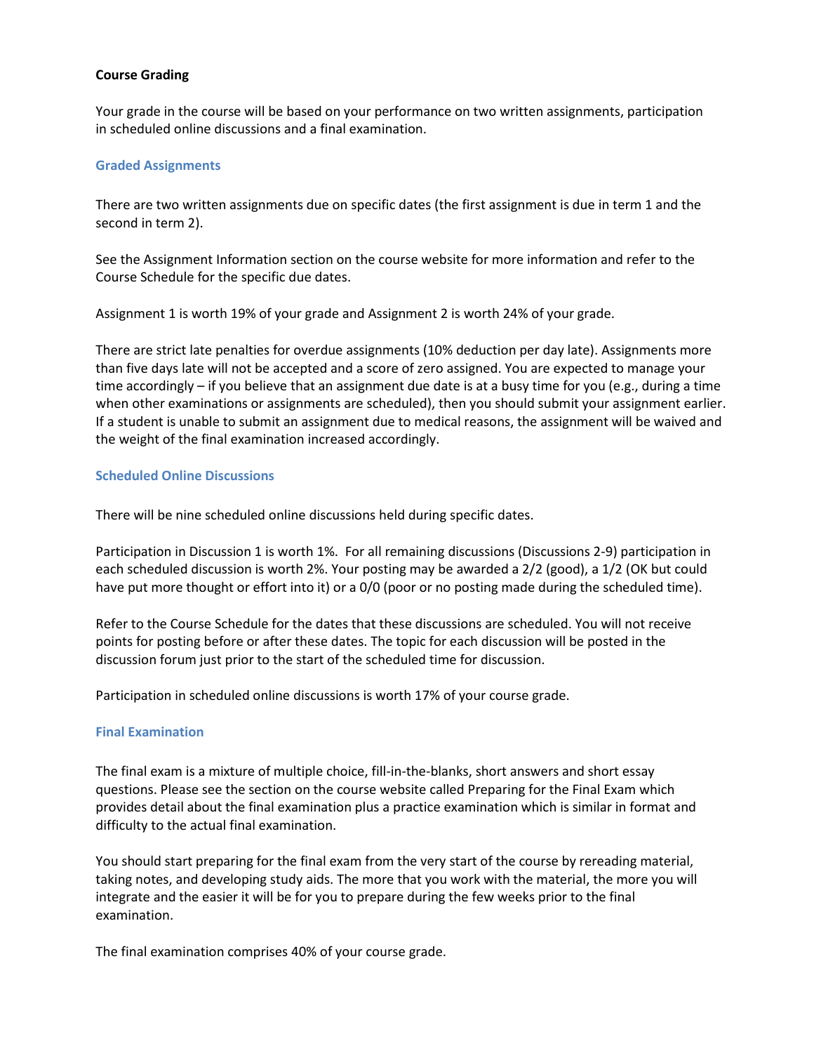**Course Grading**

Your grade in the course will be based on your performance on two written assignments, participation in scheduled online discussions and a final examination.

### Graded Assignments

There are two written assignments due on specific dates (the first assignment is due in term 1 and the second in term 2).

See the Assignment Information section on the course website for more information and refer to the Course Schedule for the specific due dates.

Assignment 1 is worth 19% of your grade and Assignment 2 is worth 24% of your grade.

There are strict late penalties for overdue assignments (10% deduction per day late). Assignments more than five days late will not be accepted and a score of zero assigned. You are expected to manage your time accordingly – if you believe that an assignment due date is at a busy time for you (e.g., during a time when other examinations or assignments are scheduled), then you should submit your assignment earlier. If a student is unable to submit an assignment due to medical reasons, the assignment will be waived and the weight of the final examination increased accordingly.

### Scheduled Online Discussions

There will be nine scheduled online discussions held during specific dates.

Participation in Discussion 1 is worth 1%. For all remaining discussions (Discussions 2-9) participation in each scheduled discussion is worth 2%. Your posting may be awarded a 2/2 (good), a 1/2 (OK but could have put more thought or effort into it) or a 0/0 (poor or no posting made during the scheduled time).

Refer to the Course Schedule for the dates that these discussions are scheduled. You will not receive points for posting before or after these dates. The topic for each discussion will be posted in the discussion forum just prior to the start of the scheduled time for discussion.

Participation in scheduled online discussions is worth 17% of your course grade.

### Final Examination

The final exam is a mixture of multiple choice, fill-in-the-blanks, short answers and short essay questions. Please see the section on the course website called Preparing for the Final Exam which provides detail about the final examination plus a practice examination which is similar in format and difficulty to the actual final examination.

You should start preparing for the final exam from the very start of the course by rereading material, taking notes, and developing study aids. The more that you work with the material, the more you will integrate and the easier it will be for you to prepare during the few weeks prior to the final examination.

The final examination comprises 40% of your course grade.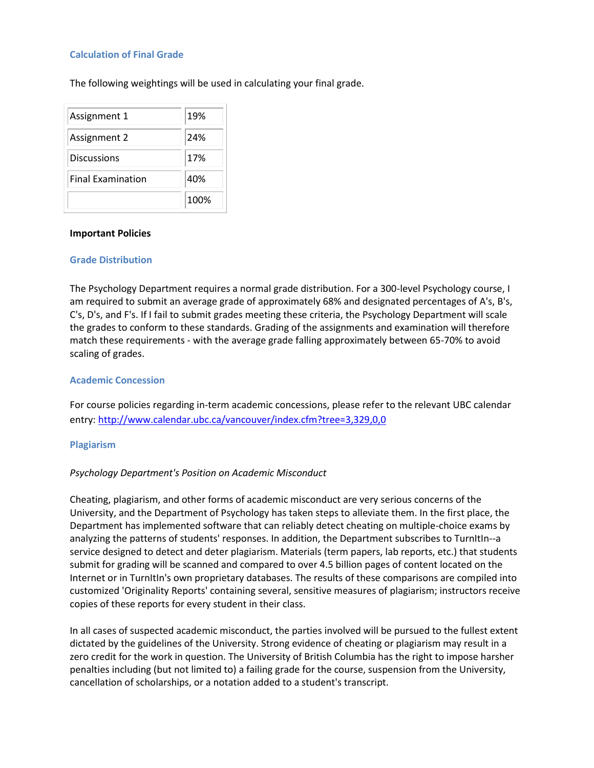### Calculation of Final Grade

The following weightings will be used in calculating your final grade.

| | |
|---|---|
| Assignment 1 | 19% |
| Assignment 2 | 24% |
| Discussions | 17% |
| Final Examination | 40% |
| | 100% |

**Important Policies**

### Grade Distribution

The Psychology Department requires a normal grade distribution. For a 300-level Psychology course, I am required to submit an average grade of approximately 68% and designated percentages of A's, B's, C's, D's, and F's. If I fail to submit grades meeting these criteria, the Psychology Department will scale the grades to conform to these standards. Grading of the assignments and examination will therefore match these requirements - with the average grade falling approximately between 65-70% to avoid scaling of grades.

### Academic Concession

For course policies regarding in-term academic concessions, please refer to the relevant UBC calendar entry: [http://www.calendar.ubc.ca/vancouver/index.cfm?tree=3,329,0,0](http://www.calendar.ubc.ca/vancouver/index.cfm?tree=3,329,0,0)

### Plagiarism

*Psychology Department's Position on Academic Misconduct*

Cheating, plagiarism, and other forms of academic misconduct are very serious concerns of the University, and the Department of Psychology has taken steps to alleviate them. In the first place, the Department has implemented software that can reliably detect cheating on multiple-choice exams by analyzing the patterns of students' responses. In addition, the Department subscribes to TurnItIn--a service designed to detect and deter plagiarism. Materials (term papers, lab reports, etc.) that students submit for grading will be scanned and compared to over 4.5 billion pages of content located on the Internet or in TurnItIn's own proprietary databases. The results of these comparisons are compiled into customized 'Originality Reports' containing several, sensitive measures of plagiarism; instructors receive copies of these reports for every student in their class.

In all cases of suspected academic misconduct, the parties involved will be pursued to the fullest extent dictated by the guidelines of the University. Strong evidence of cheating or plagiarism may result in a zero credit for the work in question. The University of British Columbia has the right to impose harsher penalties including (but not limited to) a failing grade for the course, suspension from the University, cancellation of scholarships, or a notation added to a student's transcript.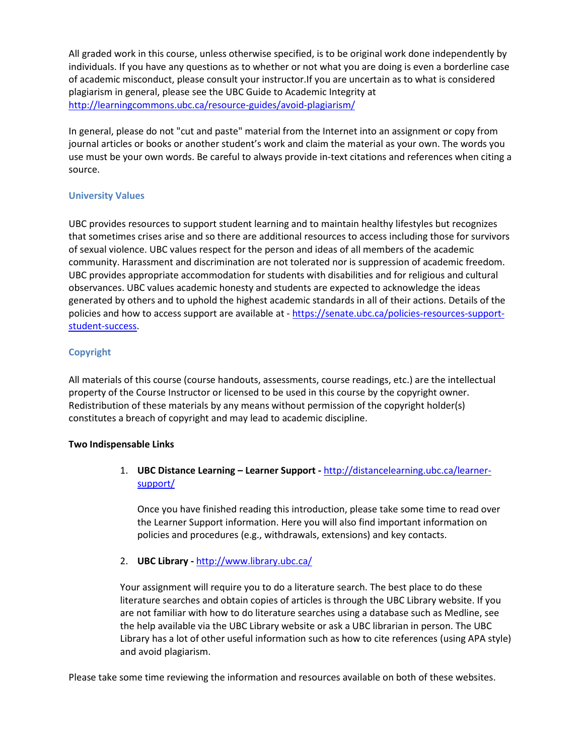All graded work in this course, unless otherwise specified, is to be original work done independently by individuals. If you have any questions as to whether or not what you are doing is even a borderline case of academic misconduct, please consult your instructor.If you are uncertain as to what is considered plagiarism in general, please see the UBC Guide to Academic Integrity at http://learningcommons.ubc.ca/resource-guides/avoid-plagiarism/

In general, please do not "cut and paste" material from the Internet into an assignment or copy from journal articles or books or another student's work and claim the material as your own. The words you use must be your own words. Be careful to always provide in-text citations and references when citing a source.

### University Values

UBC provides resources to support student learning and to maintain healthy lifestyles but recognizes that sometimes crises arise and so there are additional resources to access including those for survivors of sexual violence. UBC values respect for the person and ideas of all members of the academic community. Harassment and discrimination are not tolerated nor is suppression of academic freedom. UBC provides appropriate accommodation for students with disabilities and for religious and cultural observances. UBC values academic honesty and students are expected to acknowledge the ideas generated by others and to uphold the highest academic standards in all of their actions. Details of the policies and how to access support are available at - https://senate.ubc.ca/policies-resources-support-student-success.

### Copyright

All materials of this course (course handouts, assessments, course readings, etc.) are the intellectual property of the Course Instructor or licensed to be used in this course by the copyright owner. Redistribution of these materials by any means without permission of the copyright holder(s) constitutes a breach of copyright and may lead to academic discipline.

**Two Indispensable Links**

1. **UBC Distance Learning – Learner Support -** http://distancelearning.ubc.ca/learner-support/

   Once you have finished reading this introduction, please take some time to read over the Learner Support information. Here you will also find important information on policies and procedures (e.g., withdrawals, extensions) and key contacts.

2. **UBC Library -** http://www.library.ubc.ca/

   Your assignment will require you to do a literature search. The best place to do these literature searches and obtain copies of articles is through the UBC Library website. If you are not familiar with how to do literature searches using a database such as Medline, see the help available via the UBC Library website or ask a UBC librarian in person. The UBC Library has a lot of other useful information such as how to cite references (using APA style) and avoid plagiarism.

Please take some time reviewing the information and resources available on both of these websites.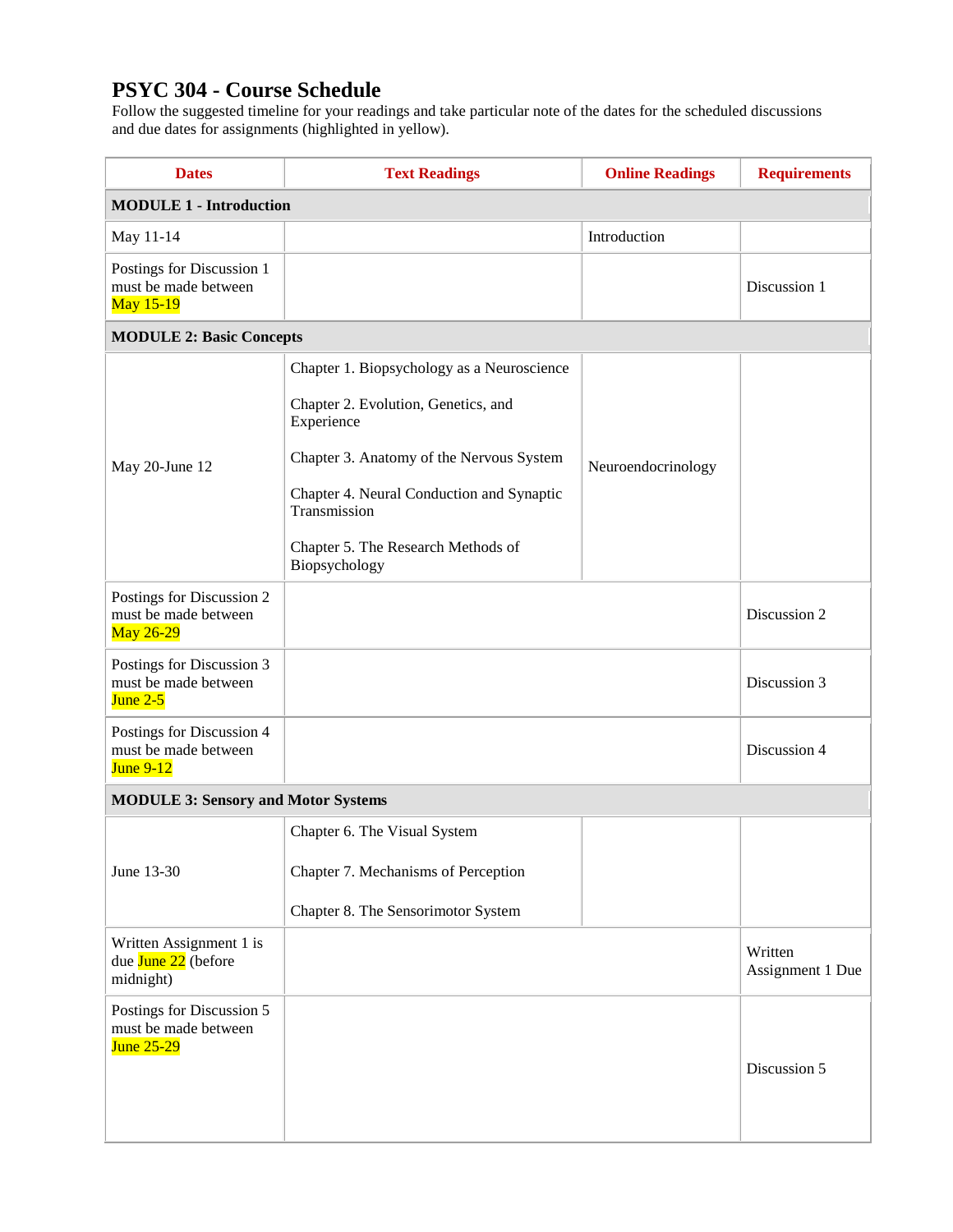# PSYC 304 - Course Schedule

Follow the suggested timeline for your readings and take particular note of the dates for the scheduled discussions and due dates for assignments (highlighted in yellow).

| Dates | Text Readings | Online Readings | Requirements |
|---|---|---|---|
| **MODULE 1 - Introduction** | | | |
| May 11-14 | | Introduction | |
| Postings for Discussion 1 must be made between May 15-19 | | | Discussion 1 |
| **MODULE 2: Basic Concepts** | | | |
| May 20-June 12 | Chapter 1. Biopsychology as a Neuroscience<br><br>Chapter 2. Evolution, Genetics, and Experience<br><br>Chapter 3. Anatomy of the Nervous System<br><br>Chapter 4. Neural Conduction and Synaptic Transmission<br><br>Chapter 5. The Research Methods of Biopsychology | Neuroendocrinology | |
| Postings for Discussion 2 must be made between May 26-29 | | | Discussion 2 |
| Postings for Discussion 3 must be made between June 2-5 | | | Discussion 3 |
| Postings for Discussion 4 must be made between June 9-12 | | | Discussion 4 |
| **MODULE 3: Sensory and Motor Systems** | | | |
| June 13-30 | Chapter 6. The Visual System<br><br>Chapter 7. Mechanisms of Perception<br><br>Chapter 8. The Sensorimotor System | | |
| Written Assignment 1 is due June 22 (before midnight) | | | Written Assignment 1 Due |
| Postings for Discussion 5 must be made between June 25-29 | | | Discussion 5 |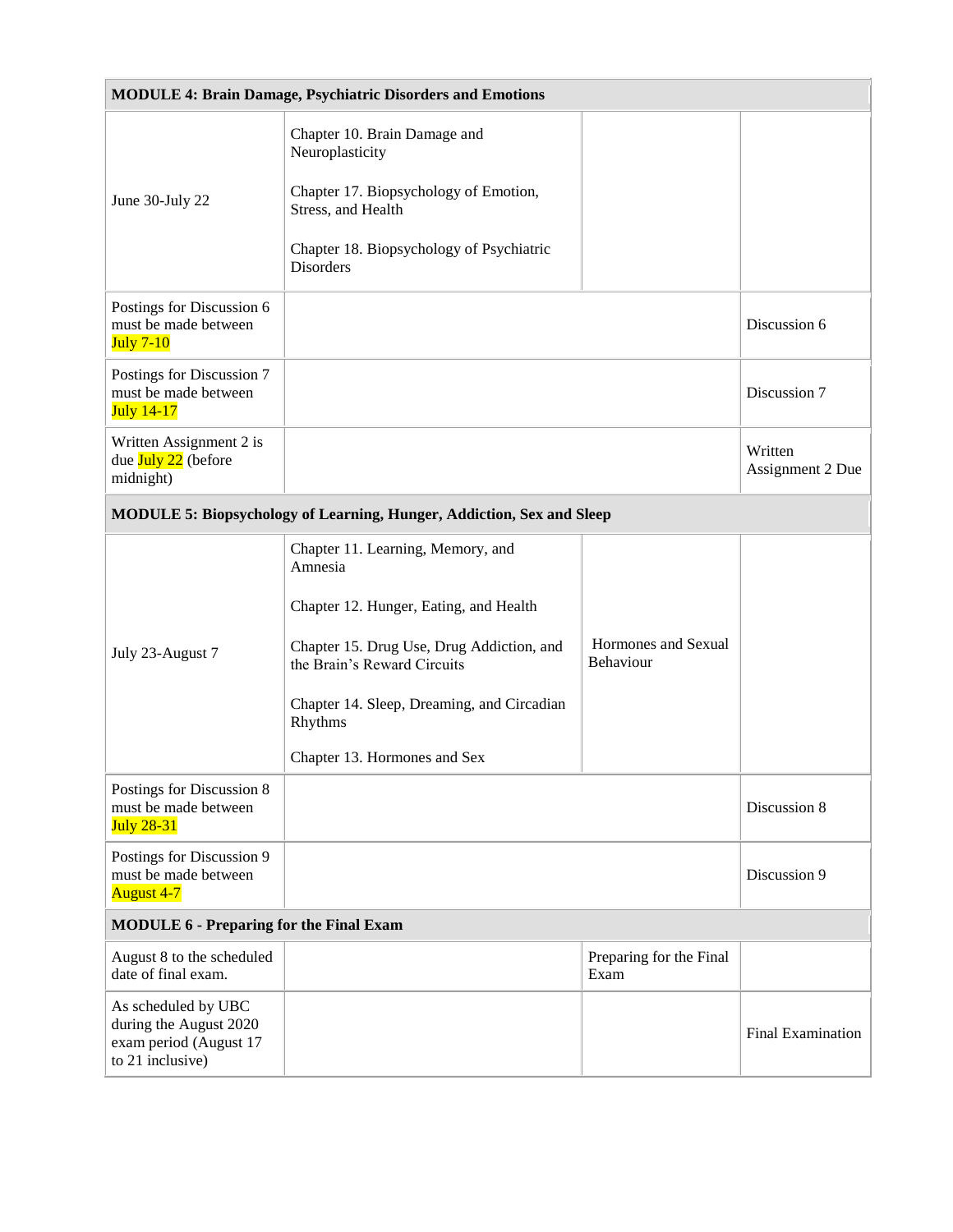| | | | |
|---|---|---|---|
| **MODULE 4: Brain Damage, Psychiatric Disorders and Emotions** | | | |
| June 30-July 22 | Chapter 10. Brain Damage and Neuroplasticity<br><br>Chapter 17. Biopsychology of Emotion, Stress, and Health<br><br>Chapter 18. Biopsychology of Psychiatric Disorders | | |
| Postings for Discussion 6 must be made between July 7-10 | | | Discussion 6 |
| Postings for Discussion 7 must be made between July 14-17 | | | Discussion 7 |
| Written Assignment 2 is due July 22 (before midnight) | | | Written Assignment 2 Due |
| **MODULE 5: Biopsychology of Learning, Hunger, Addiction, Sex and Sleep** | | | |
| July 23-August 7 | Chapter 11. Learning, Memory, and Amnesia<br><br>Chapter 12. Hunger, Eating, and Health<br><br>Chapter 15. Drug Use, Drug Addiction, and the Brain's Reward Circuits<br><br>Chapter 14. Sleep, Dreaming, and Circadian Rhythms<br><br>Chapter 13. Hormones and Sex | Hormones and Sexual Behaviour | |
| Postings for Discussion 8 must be made between July 28-31 | | | Discussion 8 |
| Postings for Discussion 9 must be made between August 4-7 | | | Discussion 9 |
| **MODULE 6 - Preparing for the Final Exam** | | | |
| August 8 to the scheduled date of final exam. | | Preparing for the Final Exam | |
| As scheduled by UBC during the August 2020 exam period (August 17 to 21 inclusive) | | | Final Examination |